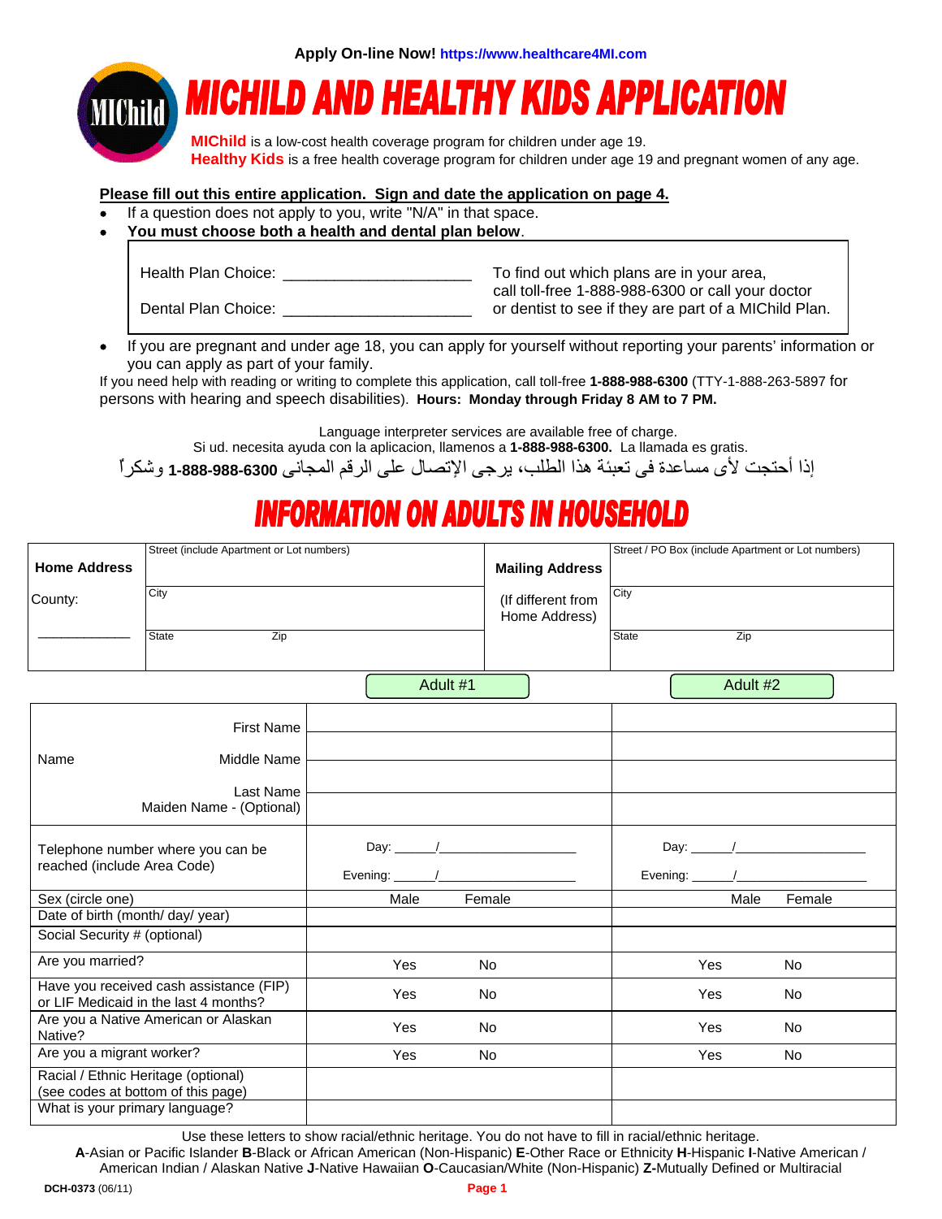**Apply On-line Now!** https://www.healthcare4MI.com

# MICHILD AND HEALTHY KIDS APPLICATION

**MIChild** is a low-cost health coverage program for children under age 19.
**Healthy Kids** is a free health coverage program for children under age 19 and pregnant women of any age.

**Please fill out this entire application. Sign and date the application on page 4.**

- If a question does not apply to you, write "N/A" in that space.
- **You must choose both a health and dental plan below**.

| | |
|---|---|
| Health Plan Choice: ______________________ | To find out which plans are in your area, call toll-free 1-888-988-6300 or call your doctor or dentist to see if they are part of a MIChild Plan. |
| Dental Plan Choice: ______________________ | |

- If you are pregnant and under age 18, you can apply for yourself without reporting your parents' information or you can apply as part of your family.

If you need help with reading or writing to complete this application, call toll-free **1-888-988-6300** (TTY-1-888-263-5897 for persons with hearing and speech disabilities). **Hours: Monday through Friday 8 AM to 7 PM.**

Language interpreter services are available free of charge.
Si ud. necesita ayuda con la aplicacion, llamenos a **1-888-988-6300.** La llamada es gratis.
إذا أحتجت لأى مساعدة فى تعبئة هذا الطلب، يرجى الإتصال على الرقم المجانى **1-888-988-6300** وشكراً

# INFORMATION ON ADULTS IN HOUSEHOLD

| **Home Address** | Street (include Apartment or Lot numbers) | **Mailing Address** | Street / PO Box (include Apartment or Lot numbers) |
|---|---|---|---|
| County: | City | (If different from Home Address) | City |
| ____________ | State Zip | | State Zip |

| | Adult #1 | Adult #2 |
|---|---|---|
| Name — First Name | | |
| Middle Name | | |
| Last Name | | |
| Maiden Name - (Optional) | | |
| Telephone number where you can be reached (include Area Code) | Day: _____/__________________ Evening: _____/__________________ | Day: _____/__________________ Evening: _____/__________________ |
| Sex (circle one) | Male Female | Male Female |
| Date of birth (month/ day/ year) | | |
| Social Security # (optional) | | |
| Are you married? | Yes No | Yes No |
| Have you received cash assistance (FIP) or LIF Medicaid in the last 4 months? | Yes No | Yes No |
| Are you a Native American or Alaskan Native? | Yes No | Yes No |
| Are you a migrant worker? | Yes No | Yes No |
| Racial / Ethnic Heritage (optional) (see codes at bottom of this page) | | |
| What is your primary language? | | |

Use these letters to show racial/ethnic heritage. You do not have to fill in racial/ethnic heritage.
**A**-Asian or Pacific Islander **B**-Black or African American (Non-Hispanic) **E**-Other Race or Ethnicity **H**-Hispanic **I**-Native American / American Indian / Alaskan Native **J**-Native Hawaiian **O**-Caucasian/White (Non-Hispanic) **Z**-Mutually Defined or Multiracial

**DCH-0373** (06/11)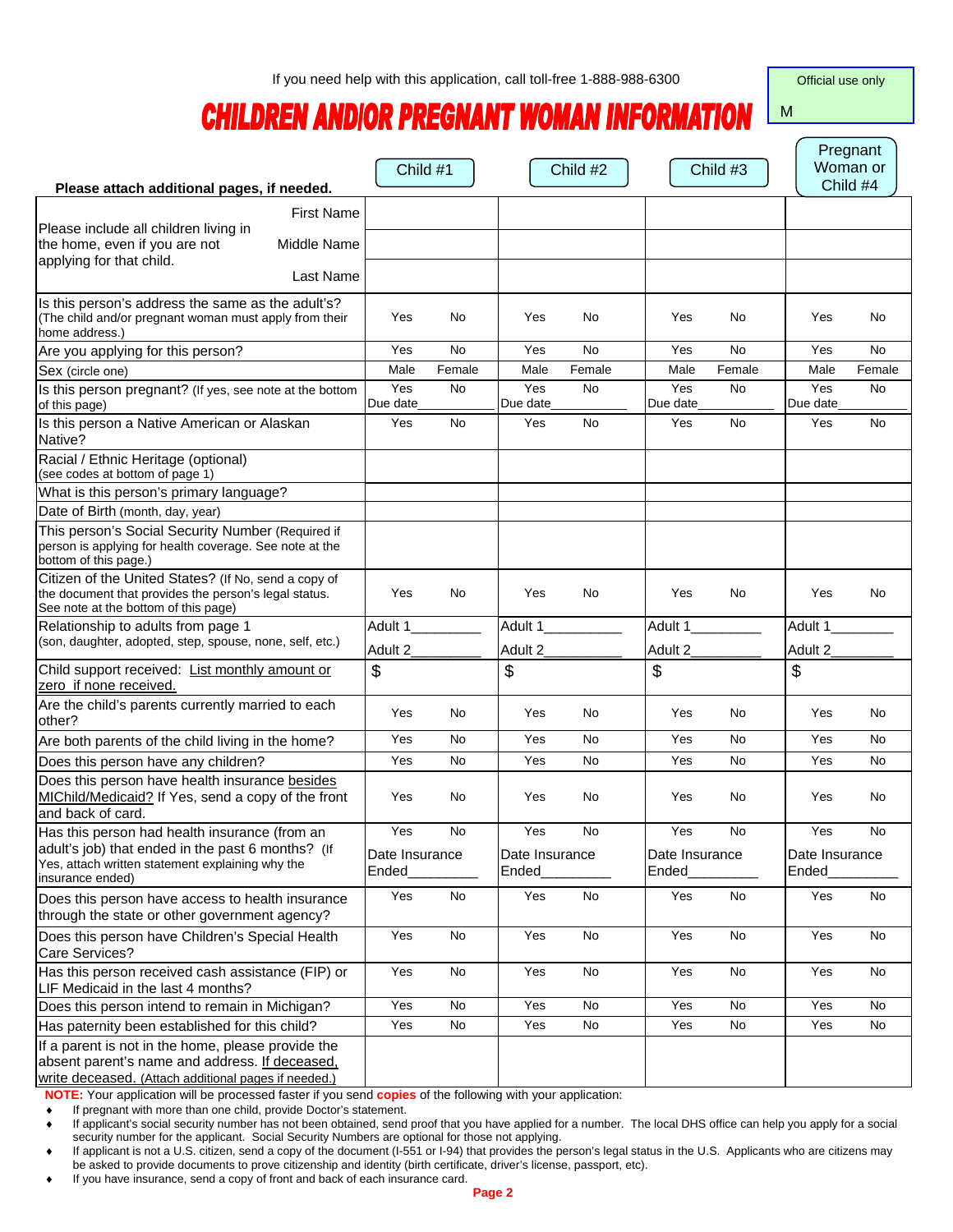If you need help with this application, call toll-free 1-888-988-6300

Official use only

M

# CHILDREN AND/OR PREGNANT WOMAN INFORMATION

| Please attach additional pages, if needed. | Child #1 | Child #2 | Child #3 | Pregnant Woman or Child #4 |
|---|---|---|---|---|
| Please include all children living in the home, even if you are not applying for that child. First Name | | | | |
| Middle Name | | | | |
| Last Name | | | | |
| Is this person's address the same as the adult's? (The child and/or pregnant woman must apply from their home address.) | Yes No | Yes No | Yes No | Yes No |
| Are you applying for this person? | Yes No | Yes No | Yes No | Yes No |
| Sex (circle one) | Male Female | Male Female | Male Female | Male Female |
| Is this person pregnant? (If yes, see note at the bottom of this page) | Yes No Due date________ | Yes No Due date________ | Yes No Due date________ | Yes No Due date________ |
| Is this person a Native American or Alaskan Native? | Yes No | Yes No | Yes No | Yes No |
| Racial / Ethnic Heritage (optional) (see codes at bottom of page 1) | | | | |
| What is this person's primary language? | | | | |
| Date of Birth (month, day, year) | | | | |
| This person's Social Security Number (Required if person is applying for health coverage. See note at the bottom of this page.) | | | | |
| Citizen of the United States? (If No, send a copy of the document that provides the person's legal status. See note at the bottom of this page) | Yes No | Yes No | Yes No | Yes No |
| Relationship to adults from page 1 (son, daughter, adopted, step, spouse, none, self, etc.) | Adult 1________ Adult 2________ | Adult 1________ Adult 2________ | Adult 1________ Adult 2________ | Adult 1________ Adult 2________ |
| Child support received: List monthly amount or zero if none received. | $ | $ | $ | $ |
| Are the child's parents currently married to each other? | Yes No | Yes No | Yes No | Yes No |
| Are both parents of the child living in the home? | Yes No | Yes No | Yes No | Yes No |
| Does this person have any children? | Yes No | Yes No | Yes No | Yes No |
| Does this person have health insurance besides MIChild/Medicaid? If Yes, send a copy of the front and back of card. | Yes No | Yes No | Yes No | Yes No |
| Has this person had health insurance (from an adult's job) that ended in the past 6 months? (If Yes, attach written statement explaining why the insurance ended) | Yes No Date Insurance Ended________ | Yes No Date Insurance Ended________ | Yes No Date Insurance Ended________ | Yes No Date Insurance Ended________ |
| Does this person have access to health insurance through the state or other government agency? | Yes No | Yes No | Yes No | Yes No |
| Does this person have Children's Special Health Care Services? | Yes No | Yes No | Yes No | Yes No |
| Has this person received cash assistance (FIP) or LIF Medicaid in the last 4 months? | Yes No | Yes No | Yes No | Yes No |
| Does this person intend to remain in Michigan? | Yes No | Yes No | Yes No | Yes No |
| Has paternity been established for this child? | Yes No | Yes No | Yes No | Yes No |
| If a parent is not in the home, please provide the absent parent's name and address. If deceased, write deceased. (Attach additional pages if needed.) | | | | |

**NOTE:** Your application will be processed faster if you send **copies** of the following with your application:

- If pregnant with more than one child, provide Doctor's statement.
- If applicant's social security number has not been obtained, send proof that you have applied for a number. The local DHS office can help you apply for a social security number for the applicant. Social Security Numbers are optional for those not applying.
- If applicant is not a U.S. citizen, send a copy of the document (I-551 or I-94) that provides the person's legal status in the U.S. Applicants who are citizens may be asked to provide documents to prove citizenship and identity (birth certificate, driver's license, passport, etc).
- If you have insurance, send a copy of front and back of each insurance card.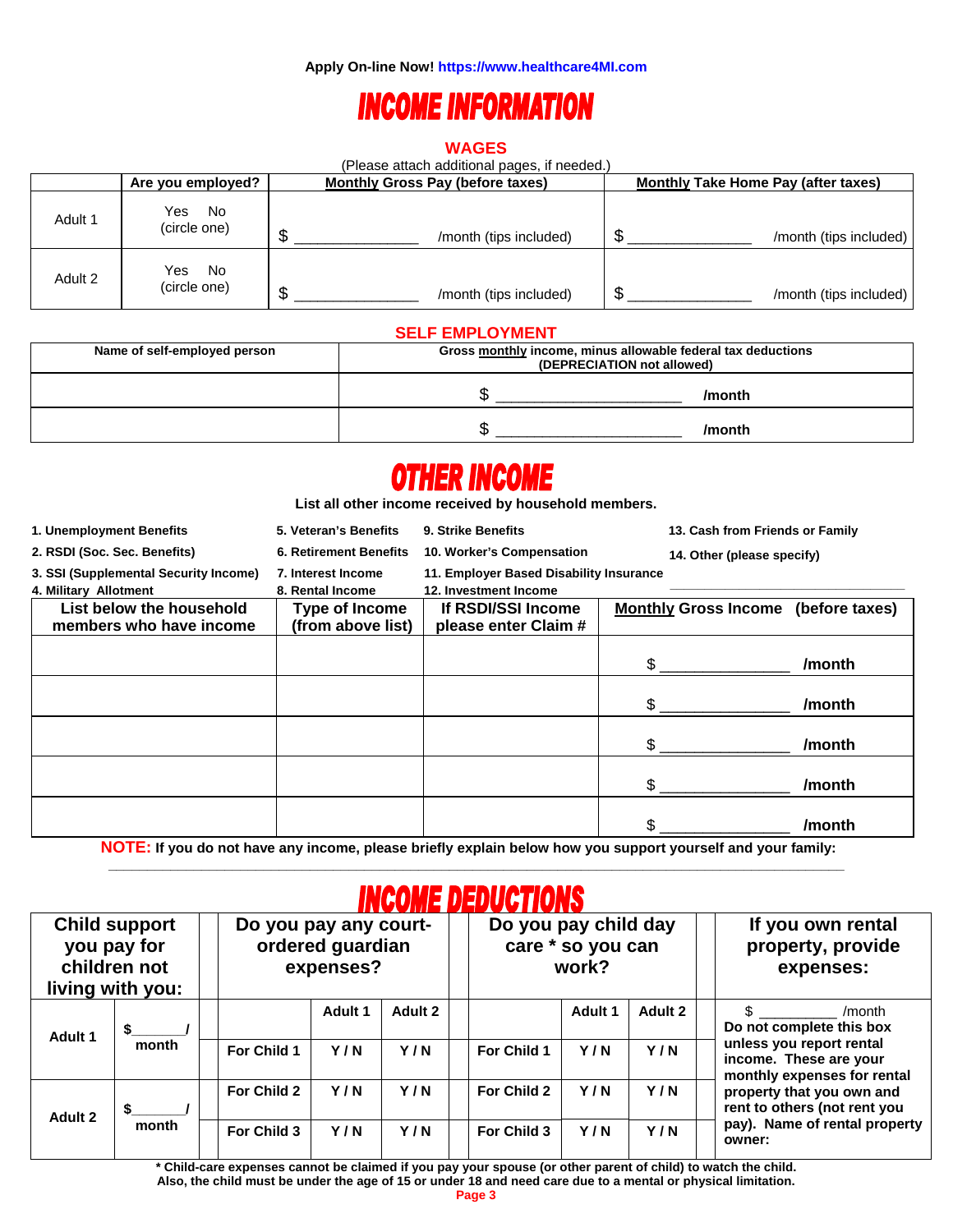Apply On-line Now! https://www.healthcare4MI.com

# INCOME INFORMATION

## WAGES

(Please attach additional pages, if needed.)

| | Are you employed? | Monthly Gross Pay (before taxes) | Monthly Take Home Pay (after taxes) |
|---|---|---|---|
| Adult 1 | Yes No (circle one) | $ _______________ /month (tips included) | $ _______________ /month (tips included) |
| Adult 2 | Yes No (circle one) | $ _______________ /month (tips included) | $ _______________ /month (tips included) |

## SELF EMPLOYMENT

| Name of self-employed person | Gross monthly income, minus allowable federal tax deductions (DEPRECIATION not allowed) |
|---|---|
| | $ ______________________ /month |
| | $ ______________________ /month |

# OTHER INCOME

**List all other income received by household members.**

1. Unemployment Benefits
2. RSDI (Soc. Sec. Benefits)
3. SSI (Supplemental Security Income)
4. Military Allotment
5. Veteran's Benefits
6. Retirement Benefits
7. Interest Income
8. Rental Income
9. Strike Benefits
10. Worker's Compensation
11. Employer Based Disability Insurance
12. Investment Income
13. Cash from Friends or Family
14. Other (please specify) ______________________________

| List below the household members who have income | Type of Income (from above list) | If RSDI/SSI Income please enter Claim # | Monthly Gross Income (before taxes) |
|---|---|---|---|
| | | | $ _______________ /month |
| | | | $ _______________ /month |
| | | | $ _______________ /month |
| | | | $ _______________ /month |
| | | | $ _______________ /month |

**NOTE:** If you do not have any income, please briefly explain below how you support yourself and your family:

_____________________________________________________________________________________________

# INCOME DEDUCTIONS

| Child support you pay for children not living with you: | | Do you pay any court-ordered guardian expenses? | | | Do you pay child day care * so you can work? | | | If you own rental property, provide expenses: |
|---|---|---|---|---|---|---|---|---|
| | | | Adult 1 | Adult 2 | | Adult 1 | Adult 2 | $ __________ /month |
| Adult 1 | $_______/ month | For Child 1 | Y / N | Y / N | For Child 1 | Y / N | Y / N | Do not complete this box unless you report rental income. These are your monthly expenses for rental property that you own and rent to others (not rent you pay). Name of rental property owner: |
| Adult 2 | $_______/ month | For Child 2 | Y / N | Y / N | For Child 2 | Y / N | Y / N | |
| | | For Child 3 | Y / N | Y / N | For Child 3 | Y / N | Y / N | |

\* Child-care expenses cannot be claimed if you pay your spouse (or other parent of child) to watch the child. Also, the child must be under the age of 15 or under 18 and need care due to a mental or physical limitation.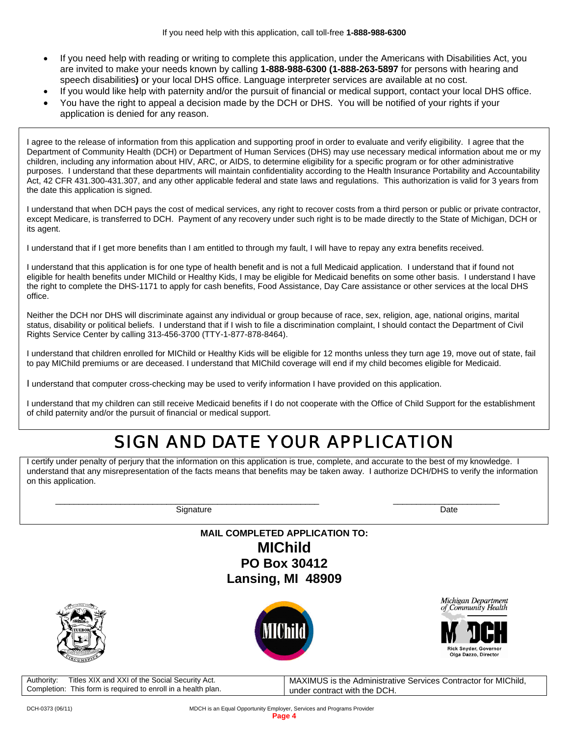If you need help with this application, call toll-free **1-888-988-6300**

- If you need help with reading or writing to complete this application, under the Americans with Disabilities Act, you are invited to make your needs known by calling **1-888-988-6300 (1-888-263-5897** for persons with hearing and speech disabilities**)** or your local DHS office. Language interpreter services are available at no cost.
- If you would like help with paternity and/or the pursuit of financial or medical support, contact your local DHS office.
- You have the right to appeal a decision made by the DCH or DHS. You will be notified of your rights if your application is denied for any reason.

I agree to the release of information from this application and supporting proof in order to evaluate and verify eligibility. I agree that the Department of Community Health (DCH) or Department of Human Services (DHS) may use necessary medical information about me or my children, including any information about HIV, ARC, or AIDS, to determine eligibility for a specific program or for other administrative purposes. I understand that these departments will maintain confidentiality according to the Health Insurance Portability and Accountability Act, 42 CFR 431.300-431.307, and any other applicable federal and state laws and regulations. This authorization is valid for 3 years from the date this application is signed.

I understand that when DCH pays the cost of medical services, any right to recover costs from a third person or public or private contractor, except Medicare, is transferred to DCH. Payment of any recovery under such right is to be made directly to the State of Michigan, DCH or its agent.

I understand that if I get more benefits than I am entitled to through my fault, I will have to repay any extra benefits received.

I understand that this application is for one type of health benefit and is not a full Medicaid application. I understand that if found not eligible for health benefits under MIChild or Healthy Kids, I may be eligible for Medicaid benefits on some other basis. I understand I have the right to complete the DHS-1171 to apply for cash benefits, Food Assistance, Day Care assistance or other services at the local DHS office.

Neither the DCH nor DHS will discriminate against any individual or group because of race, sex, religion, age, national origins, marital status, disability or political beliefs. I understand that if I wish to file a discrimination complaint, I should contact the Department of Civil Rights Service Center by calling 313-456-3700 (TTY-1-877-878-8464).

I understand that children enrolled for MIChild or Healthy Kids will be eligible for 12 months unless they turn age 19, move out of state, fail to pay MIChild premiums or are deceased. I understand that MIChild coverage will end if my child becomes eligible for Medicaid.

I understand that computer cross-checking may be used to verify information I have provided on this application.

I understand that my children can still receive Medicaid benefits if I do not cooperate with the Office of Child Support for the establishment of child paternity and/or the pursuit of financial or medical support.

# SIGN AND DATE YOUR APPLICATION

I certify under penalty of perjury that the information on this application is true, complete, and accurate to the best of my knowledge. I understand that any misrepresentation of the facts means that benefits may be taken away. I authorize DCH/DHS to verify the information on this application.

\_\_\_\_\_\_\_\_\_\_\_\_\_\_\_\_\_\_\_\_\_\_\_\_\_\_\_\_\_\_\_\_\_\_\_\_\_\_\_\_ Signature

\_\_\_\_\_\_\_\_\_\_\_\_\_\_\_\_\_\_\_\_ Date

**MAIL COMPLETED APPLICATION TO:**

**MIChild**
**PO Box 30412**
**Lansing, MI 48909**

Michigan Department of Community Health

Rick Snyder, Governor
Olga Dazzo, Director

Authority: Titles XIX and XXI of the Social Security Act.
Completion: This form is required to enroll in a health plan.

MAXIMUS is the Administrative Services Contractor for MIChild, under contract with the DCH.

DCH-0373 (06/11)

MDCH is an Equal Opportunity Employer, Services and Programs Provider